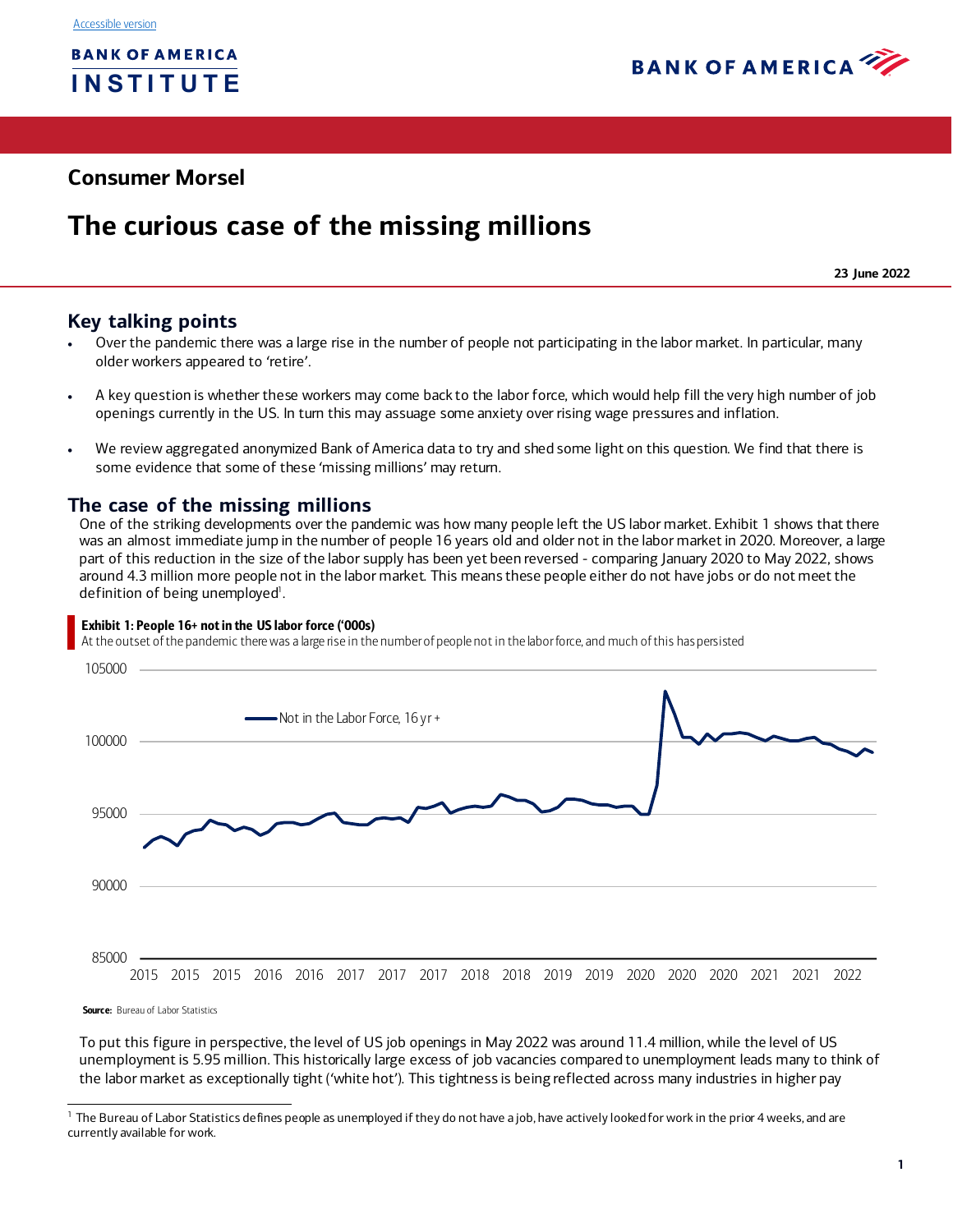Accessible version

BANK OF AMERICA INSTITUTE

BANK OF AMERICA

## Consumer Morsel

# The curious case of the missing millions

**23 June 2022**

## Key talking points

- Over the pandemic there was a large rise in the number of people not participating in the labor market. In particular, many older workers appeared to 'retire'.
- A key question is whether these workers may come back to the labor force, which would help fill the very high number of job openings currently in the US. In turn this may assuage some anxiety over rising wage pressures and inflation.
- We review aggregated anonymized Bank of America data to try and shed some light on this question. We find that there is some evidence that some of these 'missing millions' may return.

## The case of the missing millions

One of the striking developments over the pandemic was how many people left the US labor market. Exhibit 1 shows that there was an almost immediate jump in the number of people 16 years old and older not in the labor market in 2020. Moreover, a large part of this reduction in the size of the labor supply has been yet been reversed - comparing January 2020 to May 2022, shows around 4.3 million more people not in the labor market. This means these people either do not have jobs or do not meet the definition of being unemployed[1].

**Exhibit 1: People 16+ not in the US labor force ('000s)**

At the outset of the pandemic there was a large rise in the number of people not in the labor force, and much of this has persisted

**Source:** Bureau of Labor Statistics

To put this figure in perspective, the level of US job openings in May 2022 was around 11.4 million, while the level of US unemployment is 5.95 million. This historically large excess of job vacancies compared to unemployment leads many to think of the labor market as exceptionally tight ('white hot'). This tightness is being reflected across many industries in higher pay

[1] The Bureau of Labor Statistics defines people as unemployed if they do not have a job, have actively looked for work in the prior 4 weeks, and are currently available for work.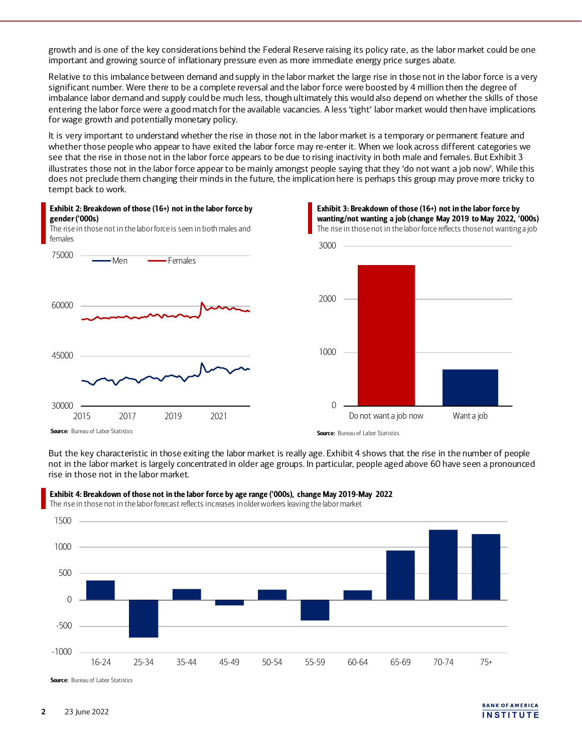growth and is one of the key considerations behind the Federal Reserve raising its policy rate, as the labor market could be one important and growing source of inflationary pressure even as more immediate energy price surges abate.

Relative to this imbalance between demand and supply in the labor market the large rise in those not in the labor force is a very significant number. Were there to be a complete reversal and the labor force were boosted by 4 million then the degree of imbalance labor demand and supply could be much less, though ultimately this would also depend on whether the skills of those entering the labor force were a good match for the available vacancies. A less 'tight' labor market would then have implications for wage growth and potentially monetary policy.

It is very important to understand whether the rise in those not in the labor market is a temporary or permanent feature and whether those people who appear to have exited the labor force may re-enter it. When we look across different categories we see that the rise in those not in the labor force appears to be due to rising inactivity in both male and females. But Exhibit 3 illustrates those not in the labor force appear to be mainly amongst people saying that they 'do not want a job now'. While this does not preclude them changing their minds in the future, the implication here is perhaps this group may prove more tricky to tempt back to work.

**Exhibit 2: Breakdown of those (16+) not in the labor force by gender ('000s)**

The rise in those not in the labor force is seen in both males and females

**Source:** Bureau of Labor Statistics

**Exhibit 3: Breakdown of those (16+) not in the labor force by wanting/not wanting a job (change May 2019 to May 2022, '000s)**

The rise in those not in the labor force reflects those not wanting a job

**Source:** Bureau of Labor Statistics

But the key characteristic in those exiting the labor market is really age. Exhibit 4 shows that the rise in the number of people not in the labor market is largely concentrated in older age groups. In particular, people aged above 60 have seen a pronounced rise in those not in the labor market.

**Exhibit 4: Breakdown of those not in the labor force by age range ('000s), change May 2019-May 2022**

The rise in those not in the labor forecast reflects increases in older workers leaving the labor market

**Source:** Bureau of Labor Statistics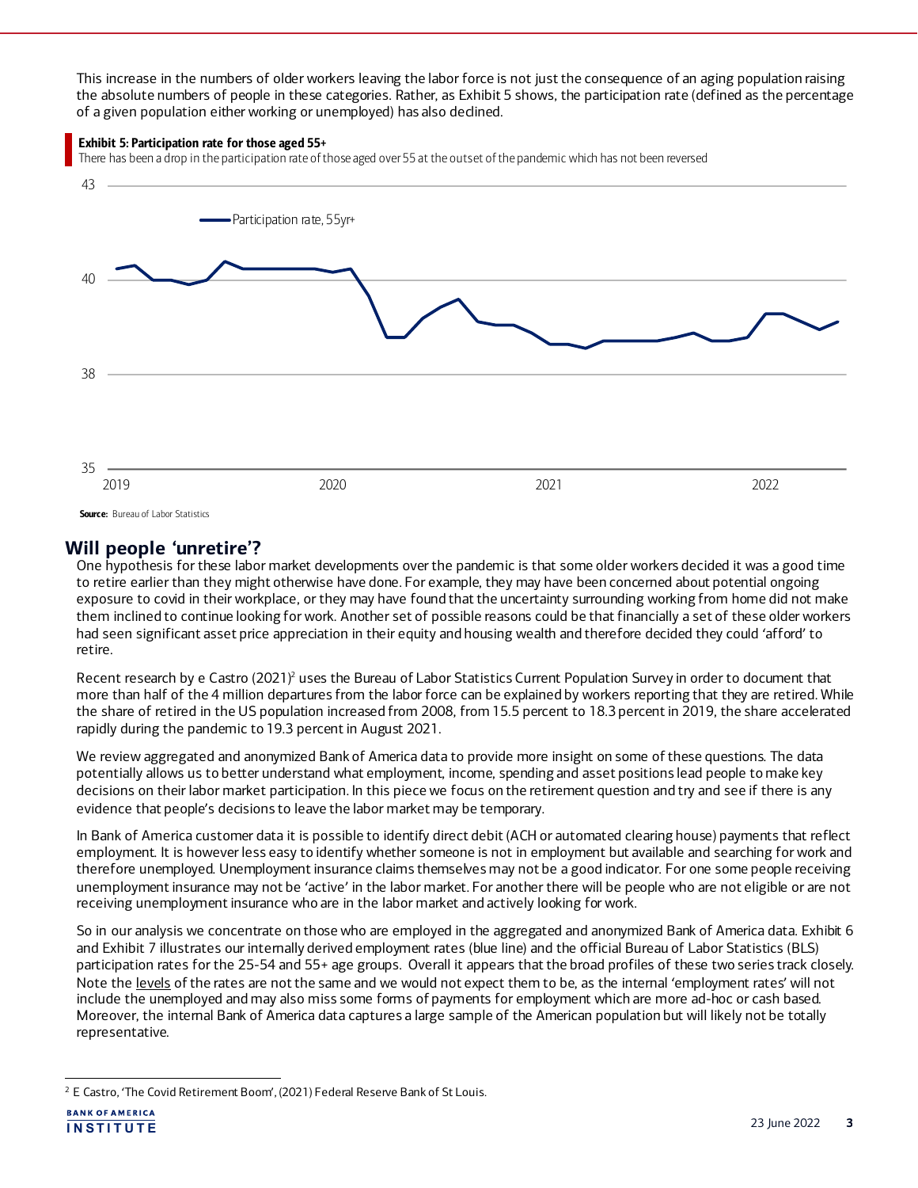This increase in the numbers of older workers leaving the labor force is not just the consequence of an aging population raising the absolute numbers of people in these categories. Rather, as Exhibit 5 shows, the participation rate (defined as the percentage of a given population either working or unemployed) has also declined.

**Exhibit 5: Participation rate for those aged 55+**

There has been a drop in the participation rate of those aged over 55 at the outset of the pandemic which has not been reversed

**Source:** Bureau of Labor Statistics

## Will people 'unretire'?

One hypothesis for these labor market developments over the pandemic is that some older workers decided it was a good time to retire earlier than they might otherwise have done. For example, they may have been concerned about potential ongoing exposure to covid in their workplace, or they may have found that the uncertainty surrounding working from home did not make them inclined to continue looking for work. Another set of possible reasons could be that financially a set of these older workers had seen significant asset price appreciation in their equity and housing wealth and therefore decided they could 'afford' to retire.

Recent research by e Castro (2021)[2] uses the Bureau of Labor Statistics Current Population Survey in order to document that more than half of the 4 million departures from the labor force can be explained by workers reporting that they are retired. While the share of retired in the US population increased from 2008, from 15.5 percent to 18.3 percent in 2019, the share accelerated rapidly during the pandemic to 19.3 percent in August 2021.

We review aggregated and anonymized Bank of America data to provide more insight on some of these questions. The data potentially allows us to better understand what employment, income, spending and asset positions lead people to make key decisions on their labor market participation. In this piece we focus on the retirement question and try and see if there is any evidence that people's decisions to leave the labor market may be temporary.

In Bank of America customer data it is possible to identify direct debit (ACH or automated clearing house) payments that reflect employment. It is however less easy to identify whether someone is not in employment but available and searching for work and therefore unemployed. Unemployment insurance claims themselves may not be a good indicator. For one some people receiving unemployment insurance may not be 'active' in the labor market. For another there will be people who are not eligible or are not receiving unemployment insurance who are in the labor market and actively looking for work.

So in our analysis we concentrate on those who are employed in the aggregated and anonymized Bank of America data. Exhibit 6 and Exhibit 7 illustrates our internally derived employment rates (blue line) and the official Bureau of Labor Statistics (BLS) participation rates for the 25-54 and 55+ age groups. Overall it appears that the broad profiles of these two series track closely. Note the levels of the rates are not the same and we would not expect them to be, as the internal 'employment rates' will not include the unemployed and may also miss some forms of payments for employment which are more ad-hoc or cash based. Moreover, the internal Bank of America data captures a large sample of the American population but will likely not be totally representative.

[2] E Castro, 'The Covid Retirement Boom', (2021) Federal Reserve Bank of St Louis.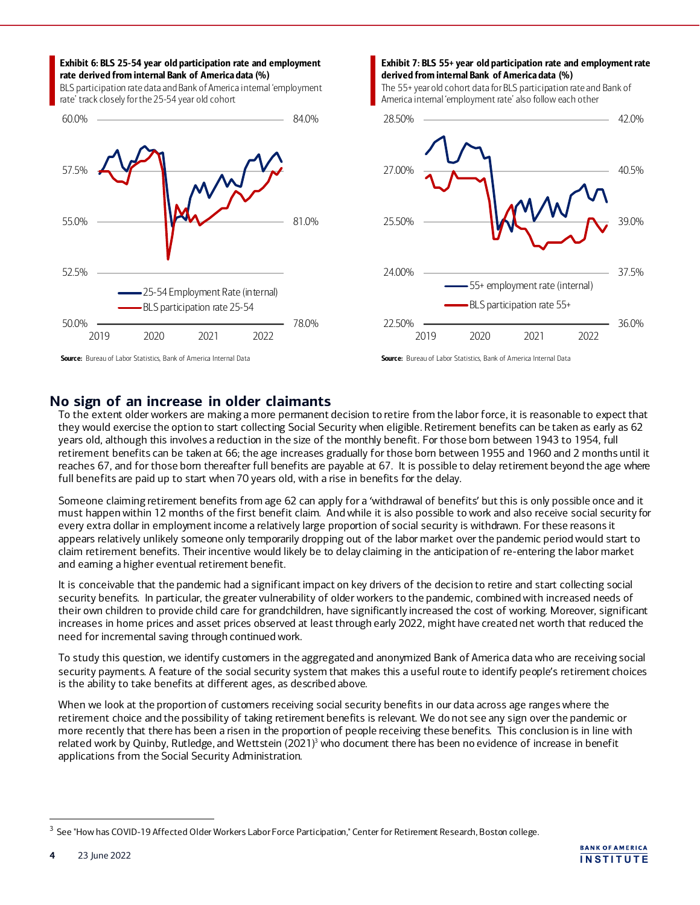**Exhibit 6: BLS 25-54 year old participation rate and employment rate derived from internal Bank of America data (%)**

BLS participation rate data and Bank of America internal 'employment rate' track closely for the 25-54 year old cohort

Source: Bureau of Labor Statistics, Bank of America Internal Data

**Exhibit 7: BLS 55+ year old participation rate and employment rate derived from internal Bank of America data (%)**

The 55+ year old cohort data for BLS participation rate and Bank of America internal 'employment rate' also follow each other

Source: Bureau of Labor Statistics, Bank of America Internal Data

## No sign of an increase in older claimants

To the extent older workers are making a more permanent decision to retire from the labor force, it is reasonable to expect that they would exercise the option to start collecting Social Security when eligible. Retirement benefits can be taken as early as 62 years old, although this involves a reduction in the size of the monthly benefit. For those born between 1943 to 1954, full retirement benefits can be taken at 66; the age increases gradually for those born between 1955 and 1960 and 2 months until it reaches 67, and for those born thereafter full benefits are payable at 67. It is possible to delay retirement beyond the age where full benefits are paid up to start when 70 years old, with a rise in benefits for the delay.

Someone claiming retirement benefits from age 62 can apply for a 'withdrawal of benefits' but this is only possible once and it must happen within 12 months of the first benefit claim. And while it is also possible to work and also receive social security for every extra dollar in employment income a relatively large proportion of social security is withdrawn. For these reasons it appears relatively unlikely someone only temporarily dropping out of the labor market over the pandemic period would start to claim retirement benefits. Their incentive would likely be to delay claiming in the anticipation of re-entering the labor market and earning a higher eventual retirement benefit.

It is conceivable that the pandemic had a significant impact on key drivers of the decision to retire and start collecting social security benefits. In particular, the greater vulnerability of older workers to the pandemic, combined with increased needs of their own children to provide child care for grandchildren, have significantly increased the cost of working. Moreover, significant increases in home prices and asset prices observed at least through early 2022, might have created net worth that reduced the need for incremental saving through continued work.

To study this question, we identify customers in the aggregated and anonymized Bank of America data who are receiving social security payments. A feature of the social security system that makes this a useful route to identify people's retirement choices is the ability to take benefits at different ages, as described above.

When we look at the proportion of customers receiving social security benefits in our data across age ranges where the retirement choice and the possibility of taking retirement benefits is relevant. We do not see any sign over the pandemic or more recently that there has been a risen in the proportion of people receiving these benefits. This conclusion is in line with related work by Quinby, Rutledge, and Wettstein (2021)[3] who document there has been no evidence of increase in benefit applications from the Social Security Administration.

[3] See "How has COVID-19 Affected Older Workers Labor Force Participation," Center for Retirement Research, Boston college.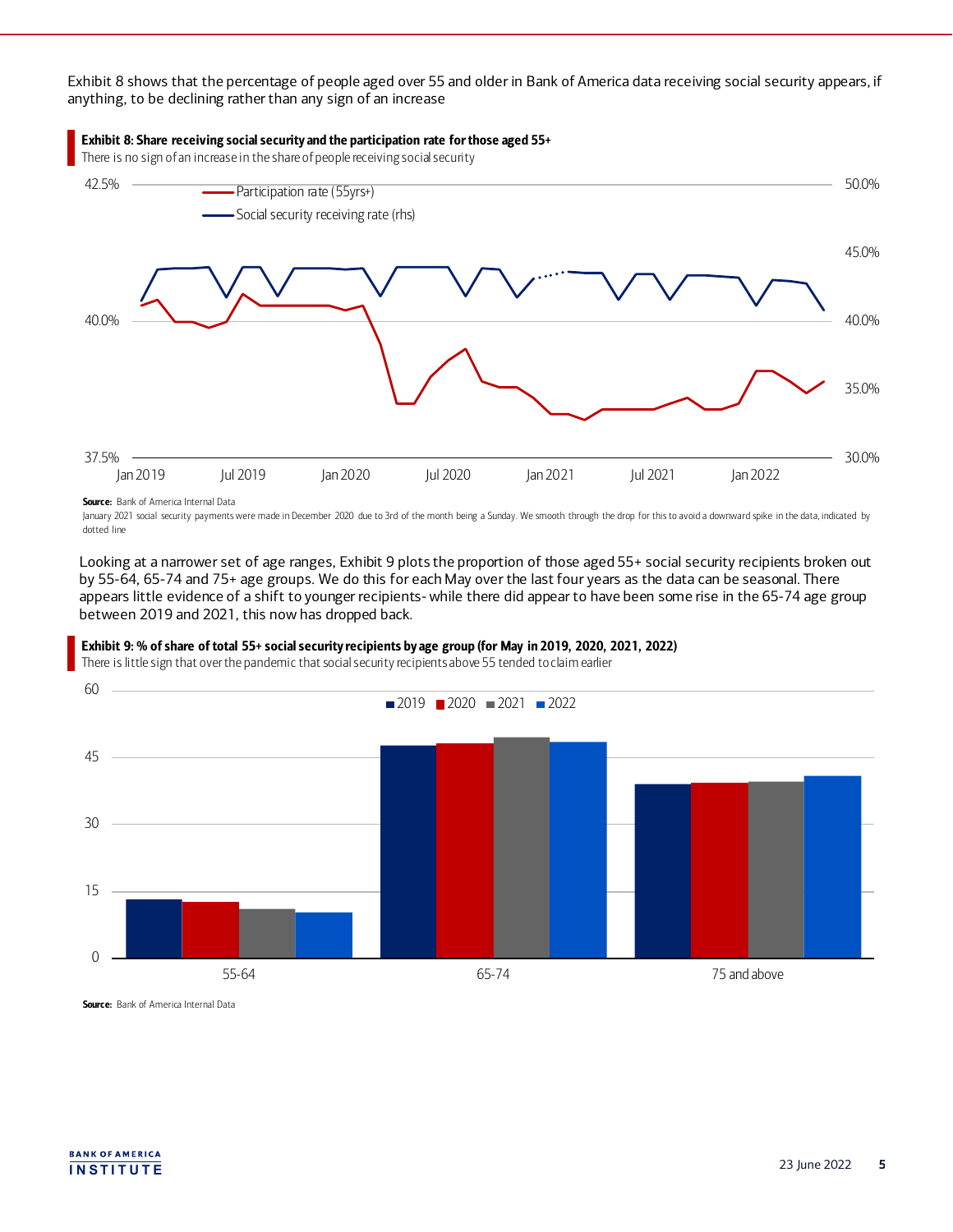Exhibit 8 shows that the percentage of people aged over 55 and older in Bank of America data receiving social security appears, if anything, to be declining rather than any sign of an increase

**Exhibit 8: Share receiving social security and the participation rate for those aged 55+**

There is no sign of an increase in the share of people receiving social security

**Source:** Bank of America Internal Data

January 2021 social security payments were made in December 2020 due to 3rd of the month being a Sunday. We smooth through the drop for this to avoid a downward spike in the data, indicated by dotted line

Looking at a narrower set of age ranges, Exhibit 9 plots the proportion of those aged 55+ social security recipients broken out by 55-64, 65-74 and 75+ age groups. We do this for each May over the last four years as the data can be seasonal. There appears little evidence of a shift to younger recipients- while there did appear to have been some rise in the 65-74 age group between 2019 and 2021, this now has dropped back.

**Exhibit 9: % of share of total 55+ social security recipients by age group (for May in 2019, 2020, 2021, 2022)**

There is little sign that over the pandemic that social security recipients above 55 tended to claim earlier

**Source:** Bank of America Internal Data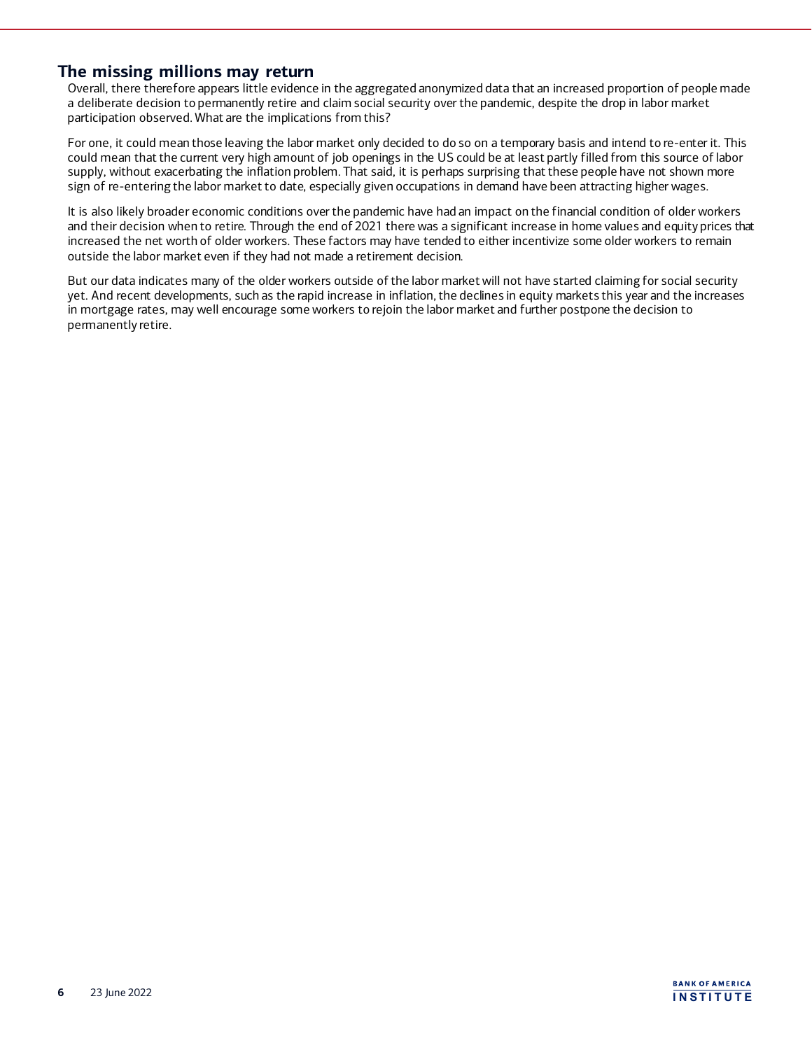## The missing millions may return

Overall, there therefore appears little evidence in the aggregated anonymized data that an increased proportion of people made a deliberate decision to permanently retire and claim social security over the pandemic, despite the drop in labor market participation observed. What are the implications from this?

For one, it could mean those leaving the labor market only decided to do so on a temporary basis and intend to re-enter it. This could mean that the current very high amount of job openings in the US could be at least partly filled from this source of labor supply, without exacerbating the inflation problem. That said, it is perhaps surprising that these people have not shown more sign of re-entering the labor market to date, especially given occupations in demand have been attracting higher wages.

It is also likely broader economic conditions over the pandemic have had an impact on the financial condition of older workers and their decision when to retire. Through the end of 2021 there was a significant increase in home values and equity prices that increased the net worth of older workers. These factors may have tended to either incentivize some older workers to remain outside the labor market even if they had not made a retirement decision.

But our data indicates many of the older workers outside of the labor market will not have started claiming for social security yet. And recent developments, such as the rapid increase in inflation, the declines in equity markets this year and the increases in mortgage rates, may well encourage some workers to rejoin the labor market and further postpone the decision to permanently retire.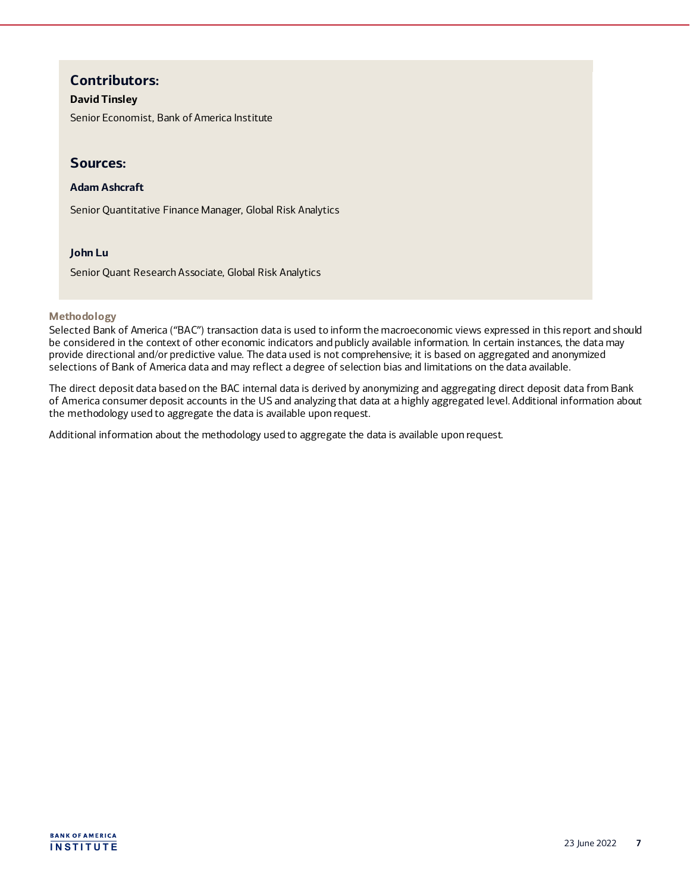## Contributors:

**David Tinsley**

Senior Economist, Bank of America Institute

## Sources:

**Adam Ashcraft**

Senior Quantitative Finance Manager, Global Risk Analytics

**John Lu**

Senior Quant Research Associate, Global Risk Analytics

### Methodology

Selected Bank of America ("BAC") transaction data is used to inform the macroeconomic views expressed in this report and should be considered in the context of other economic indicators and publicly available information. In certain instances, the data may provide directional and/or predictive value. The data used is not comprehensive; it is based on aggregated and anonymized selections of Bank of America data and may reflect a degree of selection bias and limitations on the data available.

The direct deposit data based on the BAC internal data is derived by anonymizing and aggregating direct deposit data from Bank of America consumer deposit accounts in the US and analyzing that data at a highly aggregated level. Additional information about the methodology used to aggregate the data is available upon request.

Additional information about the methodology used to aggregate the data is available upon request.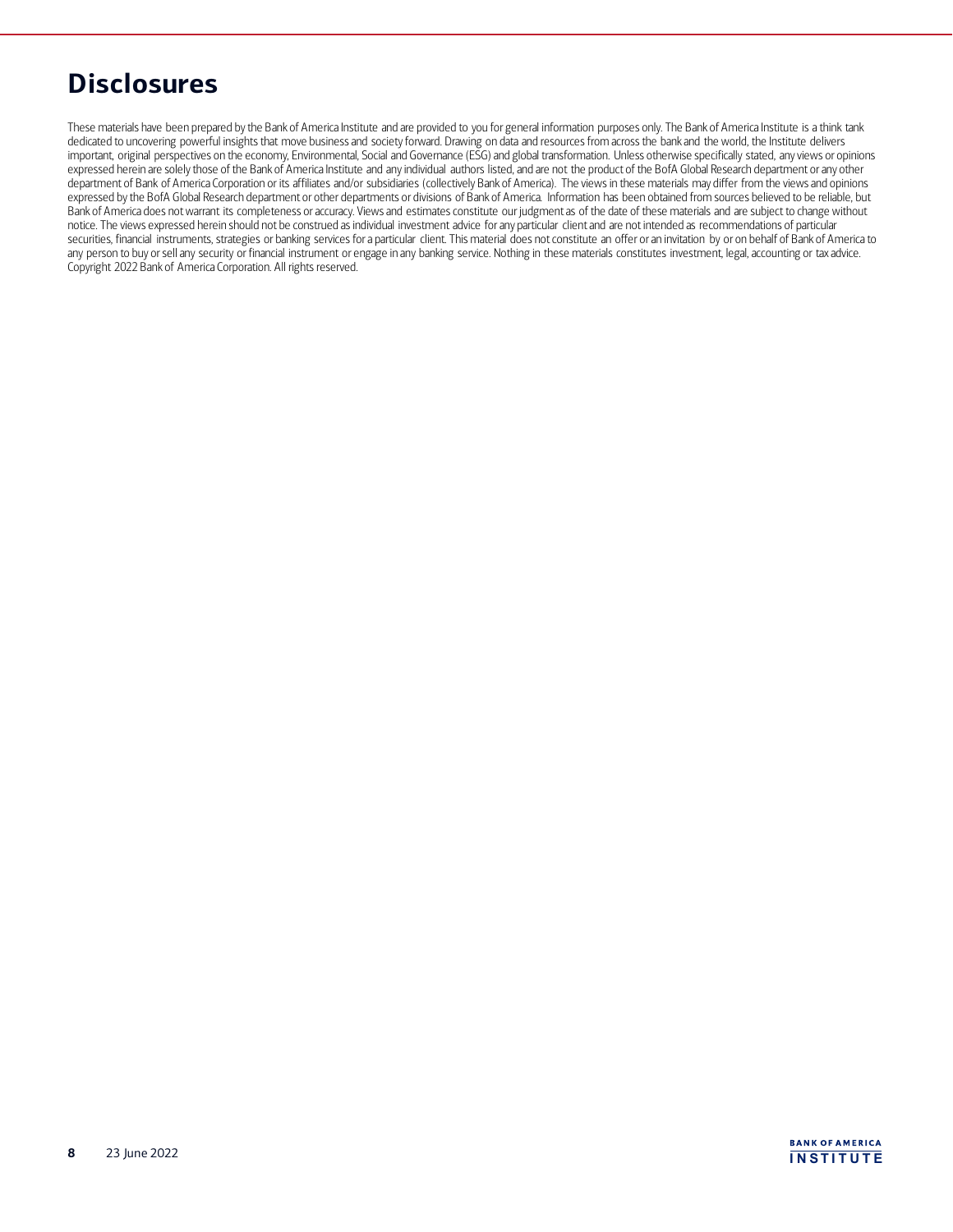# Disclosures

These materials have been prepared by the Bank of America Institute and are provided to you for general information purposes only. The Bank of America Institute is a think tank dedicated to uncovering powerful insights that move business and society forward. Drawing on data and resources from across the bank and the world, the Institute delivers important, original perspectives on the economy, Environmental, Social and Governance (ESG) and global transformation. Unless otherwise specifically stated, any views or opinions expressed herein are solely those of the Bank of America Institute and any individual authors listed, and are not the product of the BofA Global Research department or any other department of Bank of America Corporation or its affiliates and/or subsidiaries (collectively Bank of America). The views in these materials may differ from the views and opinions expressed by the BofA Global Research department or other departments or divisions of Bank of America. Information has been obtained from sources believed to be reliable, but Bank of America does not warrant its completeness or accuracy. Views and estimates constitute our judgment as of the date of these materials and are subject to change without notice. The views expressed herein should not be construed as individual investment advice for any particular client and are not intended as recommendations of particular securities, financial instruments, strategies or banking services for a particular client. This material does not constitute an offer or an invitation by or on behalf of Bank of America to any person to buy or sell any security or financial instrument or engage in any banking service. Nothing in these materials constitutes investment, legal, accounting or tax advice. Copyright 2022 Bank of America Corporation. All rights reserved.